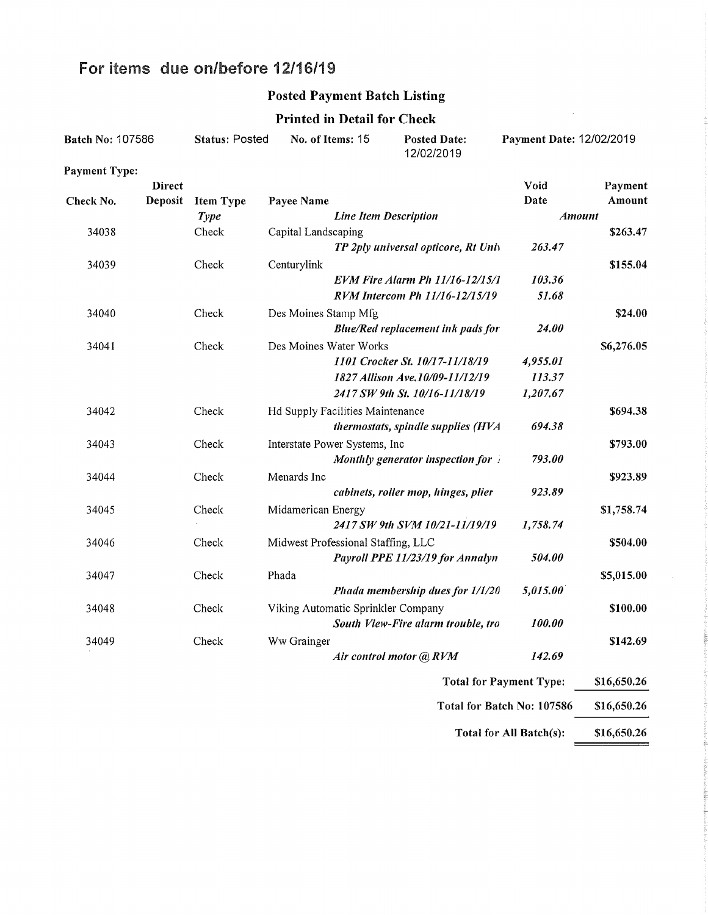# For items due on/before 12/16/19

## Posted Payment Batch Listing

### Printed in Detail for Check

**Batch No:** 107586 **Status:** Posted **No. of Items:** 15 **Posted Date:** 12/02/2019 **Payment Date:** 12/02/2019

**Payment Type:**

| Check No. | Direct Deposit | Item Type / *Type* | Payee Name / *Line Item Description* | Void Date / *Amount* | Payment Amount |
|---|---|---|---|---|---|
| 34038 | | Check | Capital Landscaping | | $263.47 |
| | | | *TP 2ply universal opticore, Rt Univ* | *263.47* | |
| 34039 | | Check | Centurylink | | $155.04 |
| | | | *EVM Fire Alarm Ph 11/16-12/15/1* | *103.36* | |
| | | | *RVM Intercom Ph 11/16-12/15/19* | *51.68* | |
| 34040 | | Check | Des Moines Stamp Mfg | | $24.00 |
| | | | *Blue/Red replacement ink pads for* | *24.00* | |
| 34041 | | Check | Des Moines Water Works | | $6,276.05 |
| | | | *1101 Crocker St. 10/17-11/18/19* | *4,955.01* | |
| | | | *1827 Allison Ave.10/09-11/12/19* | *113.37* | |
| | | | *2417 SW 9th St. 10/16-11/18/19* | *1,207.67* | |
| 34042 | | Check | Hd Supply Facilities Maintenance | | $694.38 |
| | | | *thermostats, spindle supplies (HVA* | *694.38* | |
| 34043 | | Check | Interstate Power Systems, Inc | | $793.00 |
| | | | *Monthly generator inspection for* | *793.00* | |
| 34044 | | Check | Menards Inc | | $923.89 |
| | | | *cabinets, roller mop, hinges, plier* | *923.89* | |
| 34045 | | Check | Midamerican Energy | | $1,758.74 |
| | | | *2417 SW 9th SVM 10/21-11/19/19* | *1,758.74* | |
| 34046 | | Check | Midwest Professional Staffing, LLC | | $504.00 |
| | | | *Payroll PPE 11/23/19 for Annalyn* | *504.00* | |
| 34047 | | Check | Phada | | $5,015.00 |
| | | | *Phada membership dues for 1/1/20* | *5,015.00* | |
| 34048 | | Check | Viking Automatic Sprinkler Company | | $100.00 |
| | | | *South View-Fire alarm trouble, tro* | *100.00* | |
| 34049 | | Check | Ww Grainger | | $142.69 |
| | | | *Air control motor @ RVM* | *142.69* | |

**Total for Payment Type:** $16,650.26

**Total for Batch No: 107586** $16,650.26

**Total for All Batch(s):** $16,650.26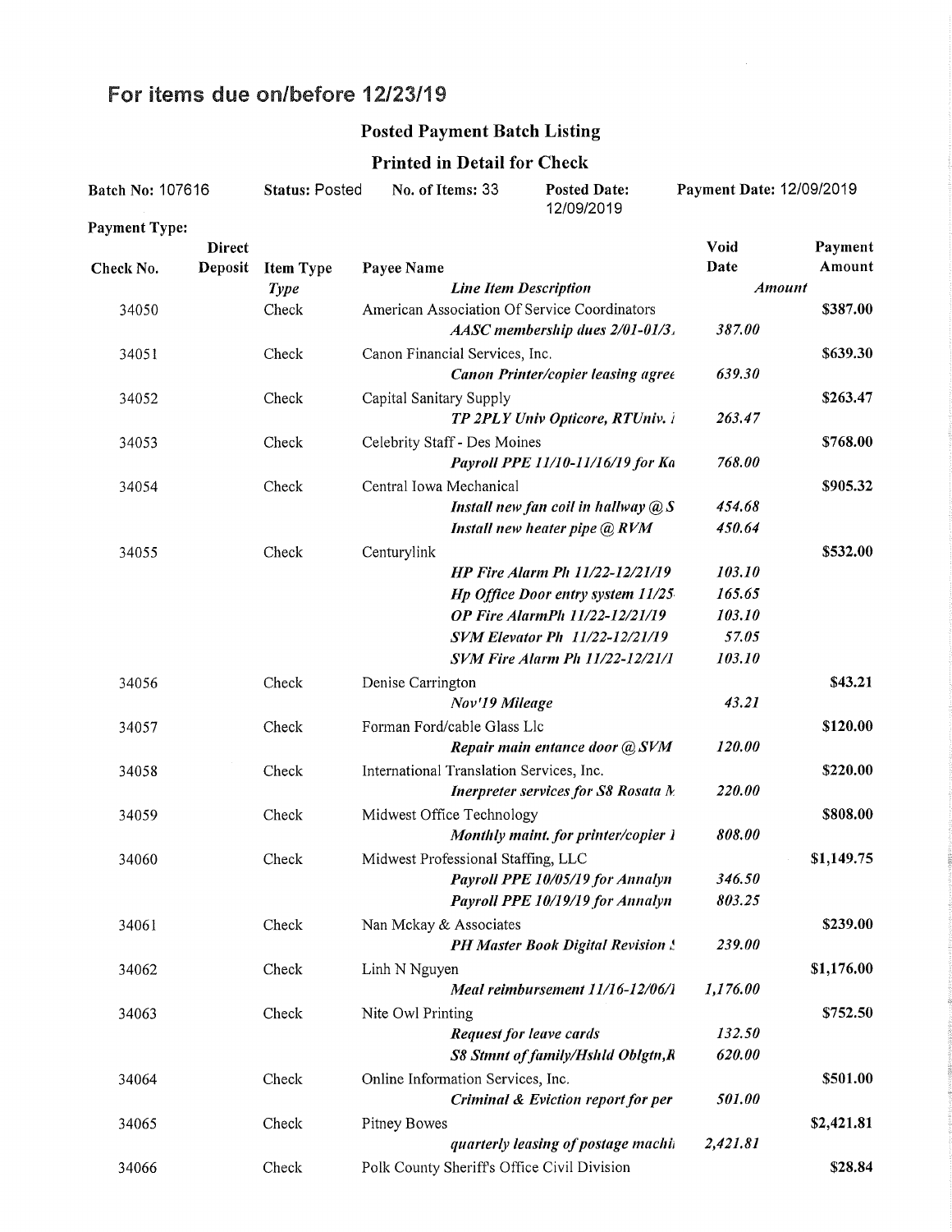# For items due on/before 12/23/19

## Posted Payment Batch Listing

### Printed in Detail for Check

**Batch No:** 107616 | **Status:** Posted | **No. of Items:** 33 | **Posted Date:** 12/09/2019 | **Payment Date:** 12/09/2019

**Payment Type:**

| Check No. | Direct Deposit | Item Type *Type* | Payee Name *Line Item Description* | Void Date *Amount* | Payment Amount |
|---|---|---|---|---|---|
| 34050 | | Check | American Association Of Service Coordinators | | $387.00 |
| | | | *AASC membership dues 2/01-01/3.* | *387.00* | |
| 34051 | | Check | Canon Financial Services, Inc. | | $639.30 |
| | | | *Canon Printer/copier leasing agree* | *639.30* | |
| 34052 | | Check | Capital Sanitary Supply | | $263.47 |
| | | | *TP 2PLY Univ Opticore, RTUniv. l* | *263.47* | |
| 34053 | | Check | Celebrity Staff - Des Moines | | $768.00 |
| | | | *Payroll PPE 11/10-11/16/19 for Ka* | *768.00* | |
| 34054 | | Check | Central Iowa Mechanical | | $905.32 |
| | | | *Install new fan coil in hallway @ S* | *454.68* | |
| | | | *Install new heater pipe @ RVM* | *450.64* | |
| 34055 | | Check | Centurylink | | $532.00 |
| | | | *HP Fire Alarm Ph 11/22-12/21/19* | *103.10* | |
| | | | *Hp Office Door entry system 11/25* | *165.65* | |
| | | | *OP Fire AlarmPh 11/22-12/21/19* | *103.10* | |
| | | | *SVM Elevator Ph 11/22-12/21/19* | *57.05* | |
| | | | *SVM Fire Alarm Ph 11/22-12/21/1* | *103.10* | |
| 34056 | | Check | Denise Carrington | | $43.21 |
| | | | *Nov'19 Mileage* | *43.21* | |
| 34057 | | Check | Forman Ford/cable Glass Llc | | $120.00 |
| | | | *Repair main entance door @ SVM* | *120.00* | |
| 34058 | | Check | International Translation Services, Inc. | | $220.00 |
| | | | *Inerpreter services for S8 Rosata M* | *220.00* | |
| 34059 | | Check | Midwest Office Technology | | $808.00 |
| | | | *Monthly maint. for printer/copier 1* | *808.00* | |
| 34060 | | Check | Midwest Professional Staffing, LLC | | $1,149.75 |
| | | | *Payroll PPE 10/05/19 for Annalyn* | *346.50* | |
| | | | *Payroll PPE 10/19/19 for Annalyn* | *803.25* | |
| 34061 | | Check | Nan Mckay & Associates | | $239.00 |
| | | | *PH Master Book Digital Revision S* | *239.00* | |
| 34062 | | Check | Linh N Nguyen | | $1,176.00 |
| | | | *Meal reimbursement 11/16-12/06/1* | *1,176.00* | |
| 34063 | | Check | Nite Owl Printing | | $752.50 |
| | | | *Request for leave cards* | *132.50* | |
| | | | *S8 Stmnt of family/Hshld Oblgtn,R* | *620.00* | |
| 34064 | | Check | Online Information Services, Inc. | | $501.00 |
| | | | *Criminal & Eviction report for per* | *501.00* | |
| 34065 | | Check | Pitney Bowes | | $2,421.81 |
| | | | *quarterly leasing of postage machi* | *2,421.81* | |
| 34066 | | Check | Polk County Sheriff's Office Civil Division | | $28.84 |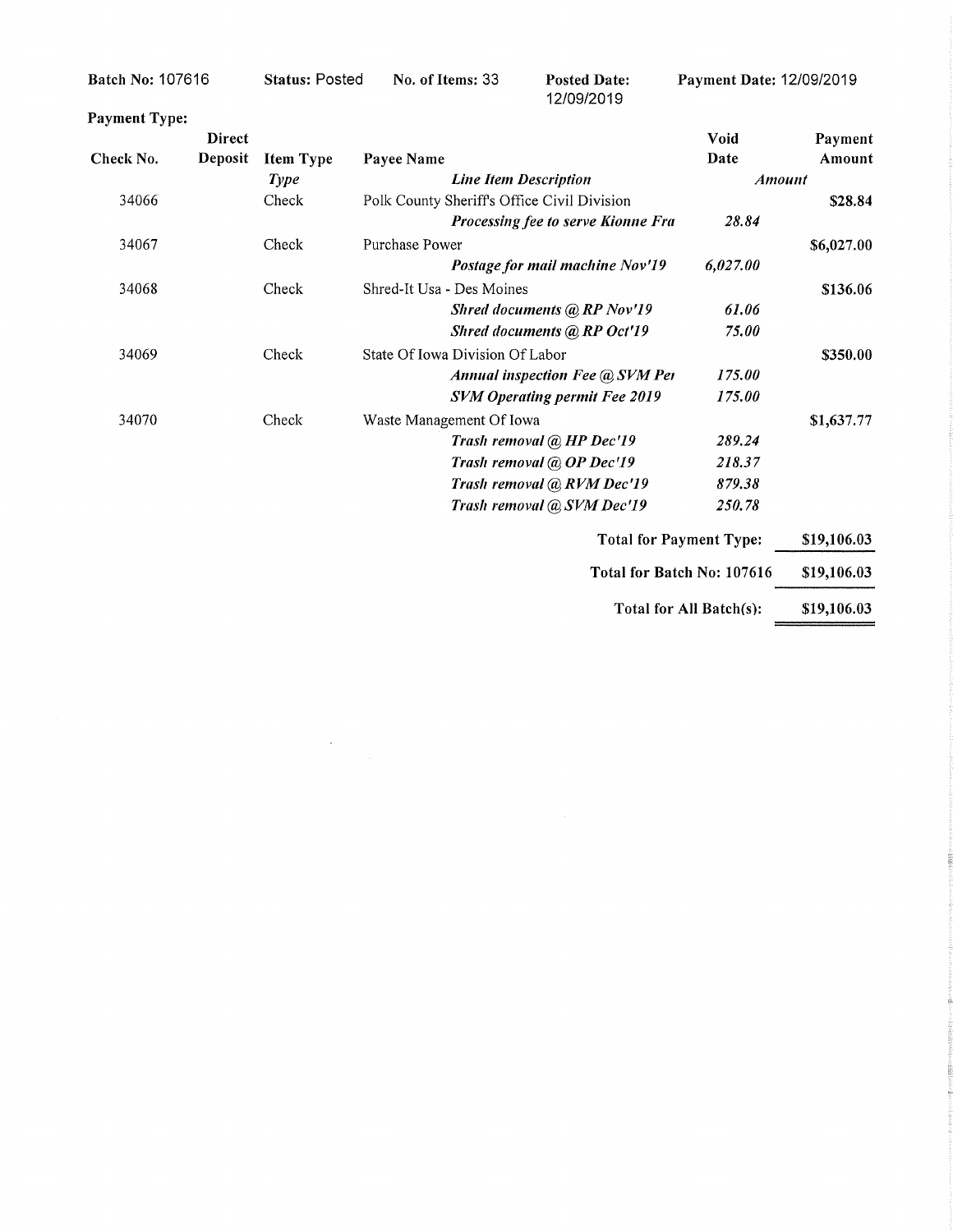**Batch No:** 107616 **Status:** Posted **No. of Items:** 33 **Posted Date:** 12/09/2019 **Payment Date:** 12/09/2019

**Payment Type:**

| Check No. | Direct Deposit | Item Type / *Type* | Payee Name / *Line Item Description* | Void Date / *Amount* | Payment Amount |
|---|---|---|---|---|---|
| 34066 | | Check | Polk County Sheriff's Office Civil Division | | **$28.84** |
| | | | ***Processing fee to serve Kionne Fra*** | ***28.84*** | |
| 34067 | | Check | Purchase Power | | **$6,027.00** |
| | | | ***Postage for mail machine Nov'19*** | ***6,027.00*** | |
| 34068 | | Check | Shred-It Usa - Des Moines | | **$136.06** |
| | | | ***Shred documents @ RP Nov'19*** | ***61.06*** | |
| | | | ***Shred documents @ RP Oct'19*** | ***75.00*** | |
| 34069 | | Check | State Of Iowa Division Of Labor | | **$350.00** |
| | | | ***Annual inspection Fee @ SVM Pei*** | ***175.00*** | |
| | | | ***SVM Operating permit Fee 2019*** | ***175.00*** | |
| 34070 | | Check | Waste Management Of Iowa | | **$1,637.77** |
| | | | ***Trash removal @ HP Dec'19*** | ***289.24*** | |
| | | | ***Trash removal @ OP Dec'19*** | ***218.37*** | |
| | | | ***Trash removal @ RVM Dec'19*** | ***879.38*** | |
| | | | ***Trash removal @ SVM Dec'19*** | ***250.78*** | |

**Total for Payment Type:** **$19,106.03**

**Total for Batch No: 107616** **$19,106.03**

**Total for All Batch(s):** **$19,106.03**